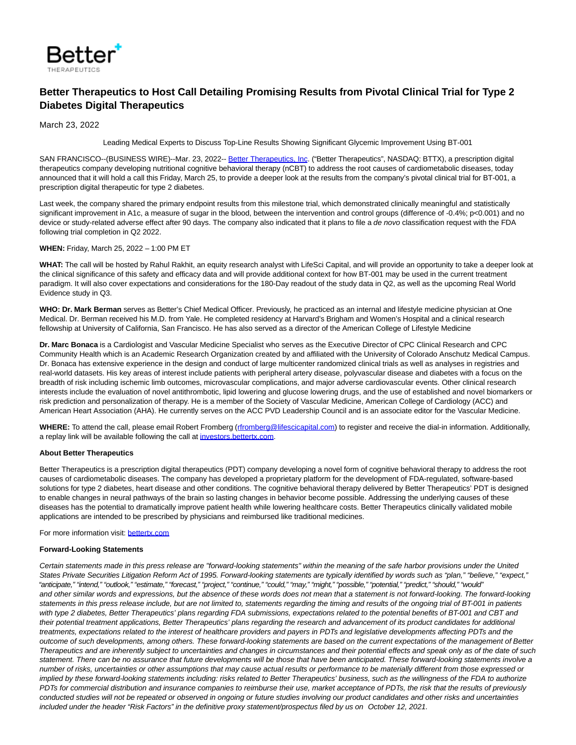# Better Therapeutics to Host Call Detailing Promising Results from Pivotal Clinical Trial for Type 2 Diabetes Digital Therapeutics

March 23, 2022

Leading Medical Experts to Discuss Top-Line Results Showing Significant Glycemic Improvement Using BT-001

SAN FRANCISCO--(BUSINESS WIRE)--Mar. 23, 2022-- Better Therapeutics, Inc. ("Better Therapeutics", NASDAQ: BTTX), a prescription digital therapeutics company developing nutritional cognitive behavioral therapy (nCBT) to address the root causes of cardiometabolic diseases, today announced that it will hold a call this Friday, March 25, to provide a deeper look at the results from the company's pivotal clinical trial for BT-001, a prescription digital therapeutic for type 2 diabetes.

Last week, the company shared the primary endpoint results from this milestone trial, which demonstrated clinically meaningful and statistically significant improvement in A1c, a measure of sugar in the blood, between the intervention and control groups (difference of -0.4%; p<0.001) and no device or study-related adverse effect after 90 days. The company also indicated that it plans to file a *de novo* classification request with the FDA following trial completion in Q2 2022.

**WHEN:** Friday, March 25, 2022 – 1:00 PM ET

**WHAT:** The call will be hosted by Rahul Rakhit, an equity research analyst with LifeSci Capital, and will provide an opportunity to take a deeper look at the clinical significance of this safety and efficacy data and will provide additional context for how BT-001 may be used in the current treatment paradigm. It will also cover expectations and considerations for the 180-Day readout of the study data in Q2, as well as the upcoming Real World Evidence study in Q3.

**WHO: Dr. Mark Berman** serves as Better's Chief Medical Officer. Previously, he practiced as an internal and lifestyle medicine physician at One Medical. Dr. Berman received his M.D. from Yale. He completed residency at Harvard's Brigham and Women's Hospital and a clinical research fellowship at University of California, San Francisco. He has also served as a director of the American College of Lifestyle Medicine

**Dr. Marc Bonaca** is a Cardiologist and Vascular Medicine Specialist who serves as the Executive Director of CPC Clinical Research and CPC Community Health which is an Academic Research Organization created by and affiliated with the University of Colorado Anschutz Medical Campus. Dr. Bonaca has extensive experience in the design and conduct of large multicenter randomized clinical trials as well as analyses in registries and real-world datasets. His key areas of interest include patients with peripheral artery disease, polyvascular disease and diabetes with a focus on the breadth of risk including ischemic limb outcomes, microvascular complications, and major adverse cardiovascular events. Other clinical research interests include the evaluation of novel antithrombotic, lipid lowering and glucose lowering drugs, and the use of established and novel biomarkers or risk prediction and personalization of therapy. He is a member of the Society of Vascular Medicine, American College of Cardiology (ACC) and American Heart Association (AHA). He currently serves on the ACC PVD Leadership Council and is an associate editor for the Vascular Medicine.

**WHERE:** To attend the call, please email Robert Fromberg (rfromberg@lifescicapital.com) to register and receive the dial-in information. Additionally, a replay link will be available following the call at investors.bettertx.com.

**About Better Therapeutics**

Better Therapeutics is a prescription digital therapeutics (PDT) company developing a novel form of cognitive behavioral therapy to address the root causes of cardiometabolic diseases. The company has developed a proprietary platform for the development of FDA-regulated, software-based solutions for type 2 diabetes, heart disease and other conditions. The cognitive behavioral therapy delivered by Better Therapeutics' PDT is designed to enable changes in neural pathways of the brain so lasting changes in behavior become possible. Addressing the underlying causes of these diseases has the potential to dramatically improve patient health while lowering healthcare costs. Better Therapeutics clinically validated mobile applications are intended to be prescribed by physicians and reimbursed like traditional medicines.

For more information visit: bettertx.com

**Forward-Looking Statements**

*Certain statements made in this press release are "forward-looking statements" within the meaning of the safe harbor provisions under the United States Private Securities Litigation Reform Act of 1995. Forward-looking statements are typically identified by words such as "plan," "believe," "expect," "anticipate," "intend," "outlook," "estimate," "forecast," "project," "continue," "could," "may," "might," "possible," "potential," "predict," "should," "would" and other similar words and expressions, but the absence of these words does not mean that a statement is not forward-looking. The forward-looking statements in this press release include, but are not limited to, statements regarding the timing and results of the ongoing trial of BT-001 in patients with type 2 diabetes, Better Therapeutics' plans regarding FDA submissions, expectations related to the potential benefits of BT-001 and CBT and their potential treatment applications, Better Therapeutics' plans regarding the research and advancement of its product candidates for additional treatments, expectations related to the interest of healthcare providers and payers in PDTs and legislative developments affecting PDTs and the outcome of such developments, among others. These forward-looking statements are based on the current expectations of the management of Better Therapeutics and are inherently subject to uncertainties and changes in circumstances and their potential effects and speak only as of the date of such statement. There can be no assurance that future developments will be those that have been anticipated. These forward-looking statements involve a number of risks, uncertainties or other assumptions that may cause actual results or performance to be materially different from those expressed or implied by these forward-looking statements including: risks related to Better Therapeutics' business, such as the willingness of the FDA to authorize PDTs for commercial distribution and insurance companies to reimburse their use, market acceptance of PDTs, the risk that the results of previously conducted studies will not be repeated or observed in ongoing or future studies involving our product candidates and other risks and uncertainties included under the header "Risk Factors" in the definitive proxy statement/prospectus filed by us on October 12, 2021.*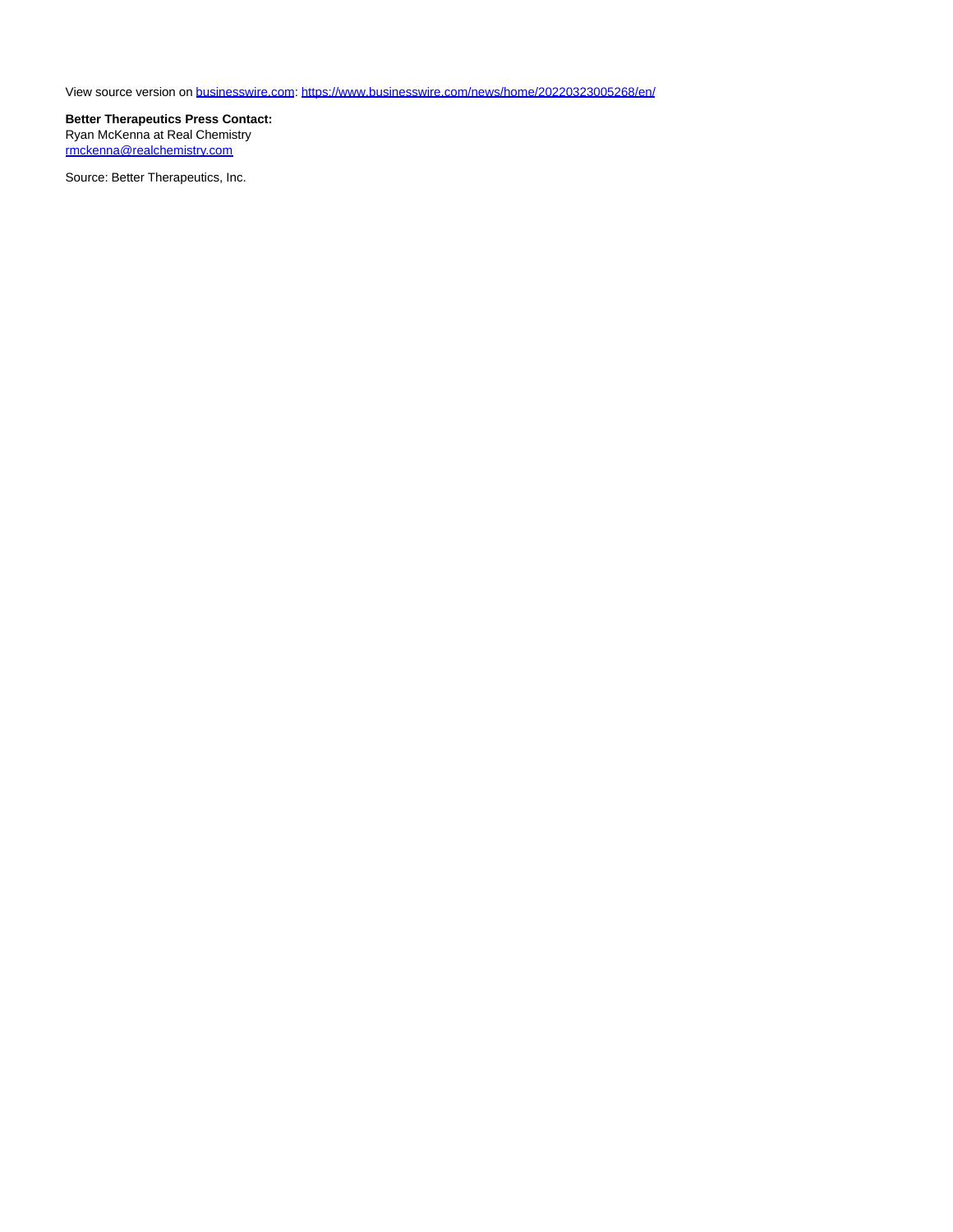View source version on [businesswire.com](https://www.businesswire.com/news/home/20220323005268/en/): [https://www.businesswire.com/news/home/20220323005268/en/](https://www.businesswire.com/news/home/20220323005268/en/)

**Better Therapeutics Press Contact:**
Ryan McKenna at Real Chemistry
[rmckenna@realchemistry.com](mailto:rmckenna@realchemistry.com)

Source: Better Therapeutics, Inc.